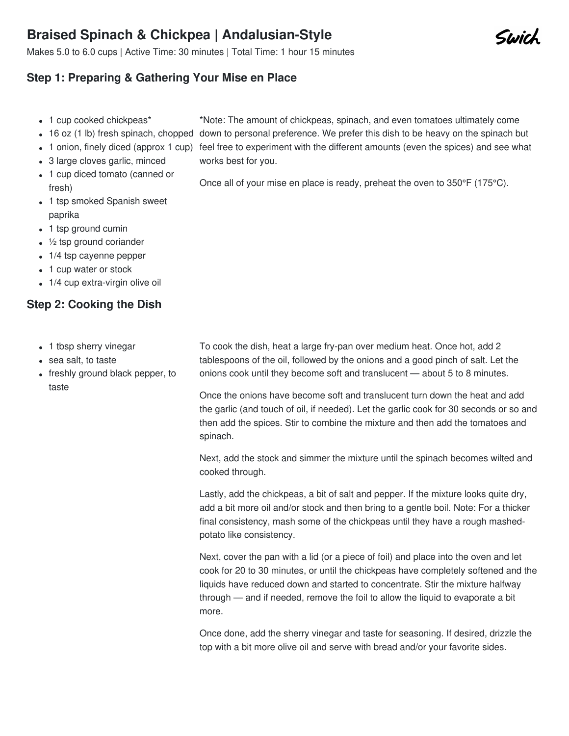# Braised Spinach & Chickpea | Andalusian-Style

Makes 5.0 to 6.0 cups | Active Time: 30 minutes | Total Time: 1 hour 15 minutes

## Step 1: Preparing & Gathering Your Mise en Place

- 1 cup cooked chickpeas*
- 16 oz (1 lb) fresh spinach, chopped
- 1 onion, finely diced (approx 1 cup)
- 3 large cloves garlic, minced
- 1 cup diced tomato (canned or fresh)
- 1 tsp smoked Spanish sweet paprika
- 1 tsp ground cumin
- ½ tsp ground coriander
- 1/4 tsp cayenne pepper
- 1 cup water or stock
- 1/4 cup extra-virgin olive oil

*Note: The amount of chickpeas, spinach, and even tomatoes ultimately come down to personal preference. We prefer this dish to be heavy on the spinach but feel free to experiment with the different amounts (even the spices) and see what works best for you.

Once all of your mise en place is ready, preheat the oven to 350°F (175°C).

## Step 2: Cooking the Dish

- 1 tbsp sherry vinegar
- sea salt, to taste
- freshly ground black pepper, to taste

To cook the dish, heat a large fry-pan over medium heat. Once hot, add 2 tablespoons of the oil, followed by the onions and a good pinch of salt. Let the onions cook until they become soft and translucent — about 5 to 8 minutes.

Once the onions have become soft and translucent turn down the heat and add the garlic (and touch of oil, if needed). Let the garlic cook for 30 seconds or so and then add the spices. Stir to combine the mixture and then add the tomatoes and spinach.

Next, add the stock and simmer the mixture until the spinach becomes wilted and cooked through.

Lastly, add the chickpeas, a bit of salt and pepper. If the mixture looks quite dry, add a bit more oil and/or stock and then bring to a gentle boil. Note: For a thicker final consistency, mash some of the chickpeas until they have a rough mashed-potato like consistency.

Next, cover the pan with a lid (or a piece of foil) and place into the oven and let cook for 20 to 30 minutes, or until the chickpeas have completely softened and the liquids have reduced down and started to concentrate. Stir the mixture halfway through — and if needed, remove the foil to allow the liquid to evaporate a bit more.

Once done, add the sherry vinegar and taste for seasoning. If desired, drizzle the top with a bit more olive oil and serve with bread and/or your favorite sides.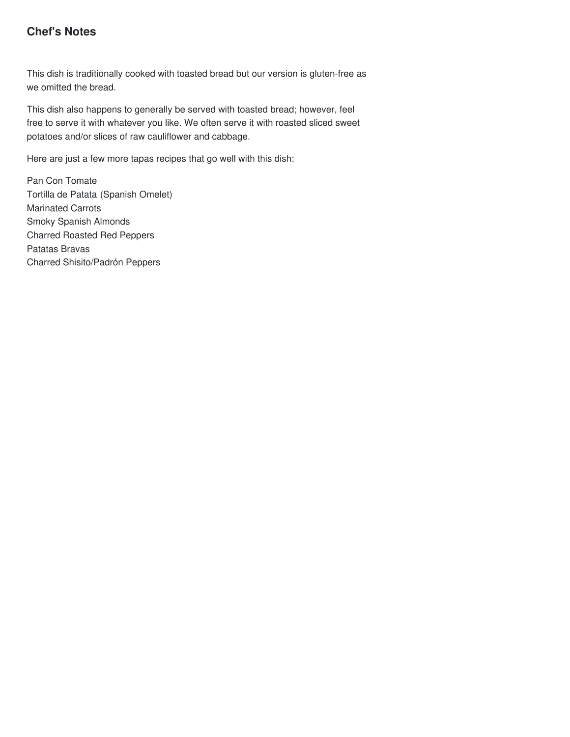## Chef's Notes

This dish is traditionally cooked with toasted bread but our version is gluten-free as we omitted the bread.

This dish also happens to generally be served with toasted bread; however, feel free to serve it with whatever you like. We often serve it with roasted sliced sweet potatoes and/or slices of raw cauliflower and cabbage.

Here are just a few more tapas recipes that go well with this dish:

Pan Con Tomate
Tortilla de Patata (Spanish Omelet)
Marinated Carrots
Smoky Spanish Almonds
Charred Roasted Red Peppers
Patatas Bravas
Charred Shisito/Padrón Peppers